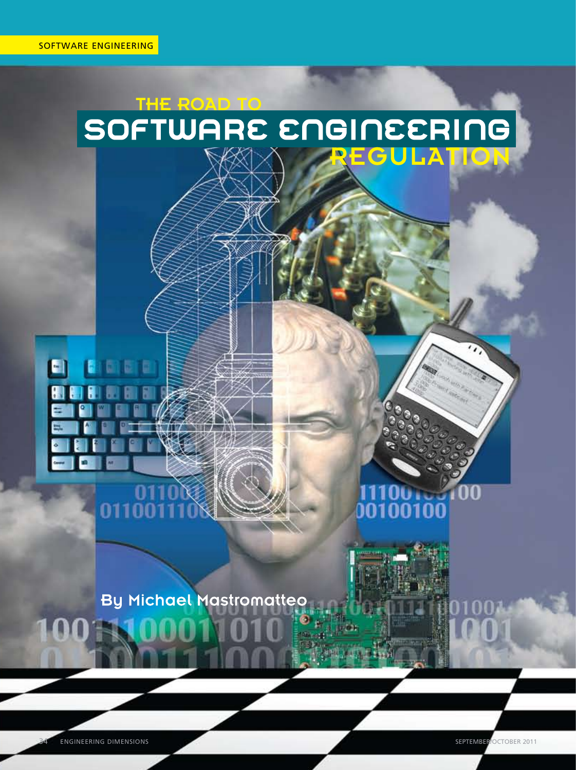SOFTWARE ENGINEERING

# THE ROAD TO SOFTWARE ENGINEERING REGULATION

By Michael Mastromatteo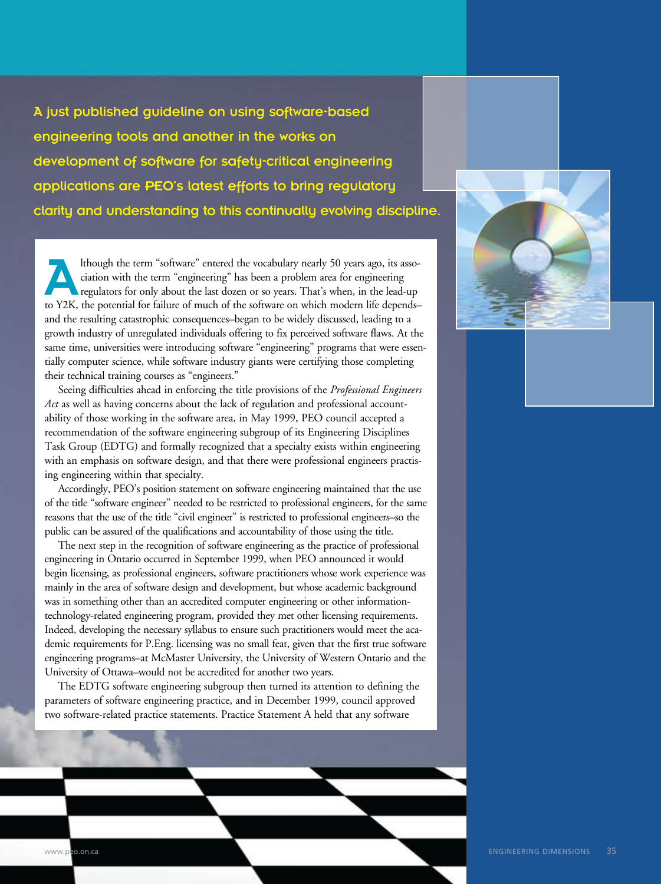**A just published guideline on using software-based engineering tools and another in the works on development of software for safety-critical engineering applications are PEO's latest efforts to bring regulatory clarity and understanding to this continually evolving discipline.**

Although the term "software" entered the vocabulary nearly 50 years ago, its association with the term "engineering" has been a problem area for engineering regulators for only about the last dozen or so years. That's when, in the lead-up to Y2K, the potential for failure of much of the software on which modern life depends–and the resulting catastrophic consequences–began to be widely discussed, leading to a growth industry of unregulated individuals offering to fix perceived software flaws. At the same time, universities were introducing software "engineering" programs that were essentially computer science, while software industry giants were certifying those completing their technical training courses as "engineers."

Seeing difficulties ahead in enforcing the title provisions of the *Professional Engineers Act* as well as having concerns about the lack of regulation and professional accountability of those working in the software area, in May 1999, PEO council accepted a recommendation of the software engineering subgroup of its Engineering Disciplines Task Group (EDTG) and formally recognized that a specialty exists within engineering with an emphasis on software design, and that there were professional engineers practising engineering within that specialty.

Accordingly, PEO's position statement on software engineering maintained that the use of the title "software engineer" needed to be restricted to professional engineers, for the same reasons that the use of the title "civil engineer" is restricted to professional engineers–so the public can be assured of the qualifications and accountability of those using the title.

The next step in the recognition of software engineering as the practice of professional engineering in Ontario occurred in September 1999, when PEO announced it would begin licensing, as professional engineers, software practitioners whose work experience was mainly in the area of software design and development, but whose academic background was in something other than an accredited computer engineering or other information-technology-related engineering program, provided they met other licensing requirements. Indeed, developing the necessary syllabus to ensure such practitioners would meet the academic requirements for P.Eng. licensing was no small feat, given that the first true software engineering programs–at McMaster University, the University of Western Ontario and the University of Ottawa–would not be accredited for another two years.

The EDTG software engineering subgroup then turned its attention to defining the parameters of software engineering practice, and in December 1999, council approved two software-related practice statements. Practice Statement A held that any software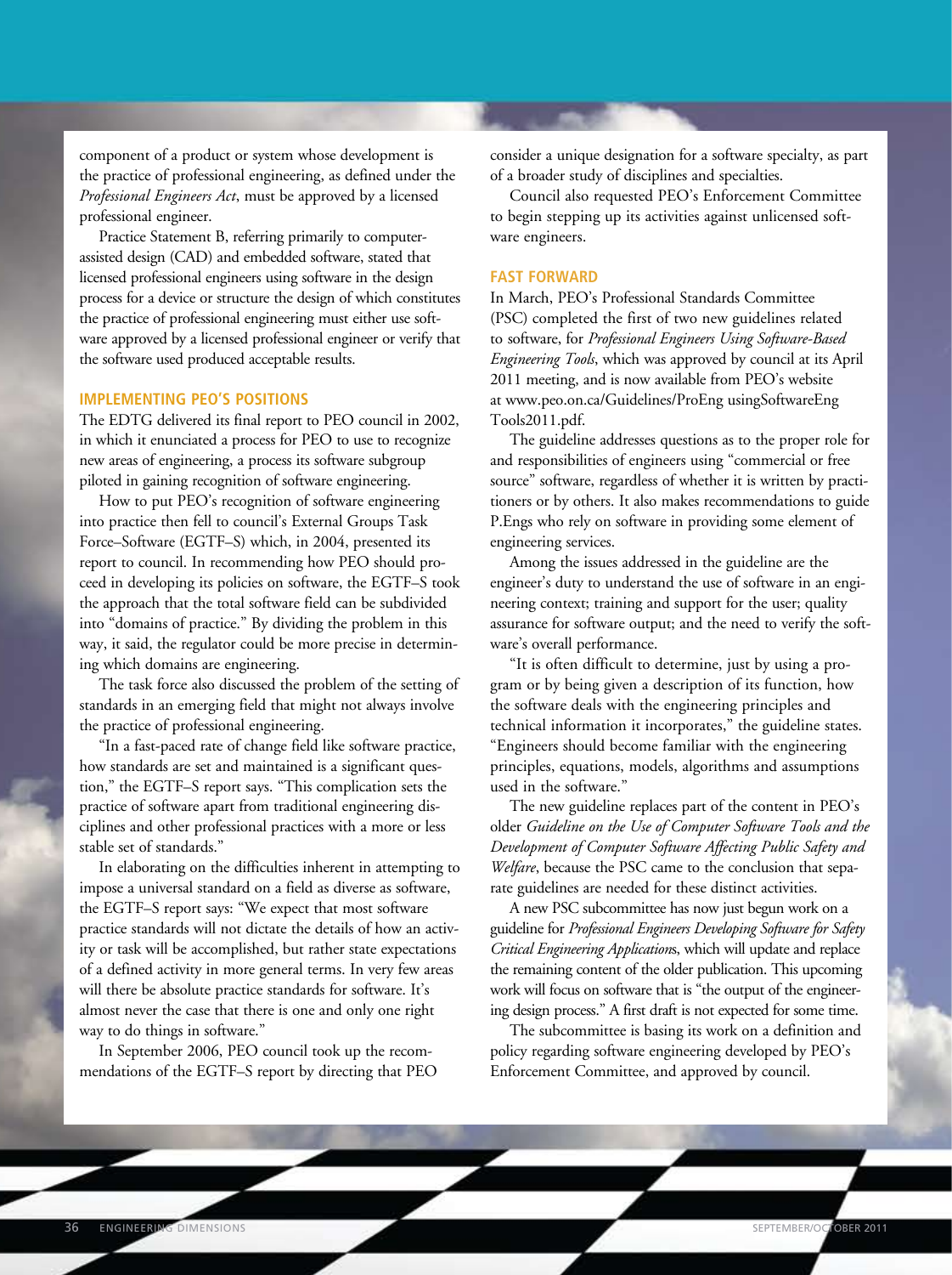component of a product or system whose development is the practice of professional engineering, as defined under the *Professional Engineers Act*, must be approved by a licensed professional engineer.

Practice Statement B, referring primarily to computer-assisted design (CAD) and embedded software, stated that licensed professional engineers using software in the design process for a device or structure the design of which constitutes the practice of professional engineering must either use software approved by a licensed professional engineer or verify that the software used produced acceptable results.

## IMPLEMENTING PEO'S POSITIONS

The EDTG delivered its final report to PEO council in 2002, in which it enunciated a process for PEO to use to recognize new areas of engineering, a process its software subgroup piloted in gaining recognition of software engineering.

How to put PEO's recognition of software engineering into practice then fell to council's External Groups Task Force–Software (EGTF–S) which, in 2004, presented its report to council. In recommending how PEO should proceed in developing its policies on software, the EGTF–S took the approach that the total software field can be subdivided into "domains of practice." By dividing the problem in this way, it said, the regulator could be more precise in determining which domains are engineering.

The task force also discussed the problem of the setting of standards in an emerging field that might not always involve the practice of professional engineering.

"In a fast-paced rate of change field like software practice, how standards are set and maintained is a significant question," the EGTF–S report says. "This complication sets the practice of software apart from traditional engineering disciplines and other professional practices with a more or less stable set of standards."

In elaborating on the difficulties inherent in attempting to impose a universal standard on a field as diverse as software, the EGTF–S report says: "We expect that most software practice standards will not dictate the details of how an activity or task will be accomplished, but rather state expectations of a defined activity in more general terms. In very few areas will there be absolute practice standards for software. It's almost never the case that there is one and only one right way to do things in software."

In September 2006, PEO council took up the recommendations of the EGTF–S report by directing that PEO consider a unique designation for a software specialty, as part of a broader study of disciplines and specialties.

Council also requested PEO's Enforcement Committee to begin stepping up its activities against unlicensed software engineers.

## FAST FORWARD

In March, PEO's Professional Standards Committee (PSC) completed the first of two new guidelines related to software, for *Professional Engineers Using Software-Based Engineering Tools*, which was approved by council at its April 2011 meeting, and is now available from PEO's website at www.peo.on.ca/Guidelines/ProEng usingSoftwareEng Tools2011.pdf.

The guideline addresses questions as to the proper role for and responsibilities of engineers using "commercial or free source" software, regardless of whether it is written by practitioners or by others. It also makes recommendations to guide P.Engs who rely on software in providing some element of engineering services.

Among the issues addressed in the guideline are the engineer's duty to understand the use of software in an engineering context; training and support for the user; quality assurance for software output; and the need to verify the software's overall performance.

"It is often difficult to determine, just by using a program or by being given a description of its function, how the software deals with the engineering principles and technical information it incorporates," the guideline states. "Engineers should become familiar with the engineering principles, equations, models, algorithms and assumptions used in the software."

The new guideline replaces part of the content in PEO's older *Guideline on the Use of Computer Software Tools and the Development of Computer Software Affecting Public Safety and Welfare*, because the PSC came to the conclusion that separate guidelines are needed for these distinct activities.

A new PSC subcommittee has now just begun work on a guideline for *Professional Engineers Developing Software for Safety Critical Engineering Applications*, which will update and replace the remaining content of the older publication. This upcoming work will focus on software that is "the output of the engineering design process." A first draft is not expected for some time.

The subcommittee is basing its work on a definition and policy regarding software engineering developed by PEO's Enforcement Committee, and approved by council.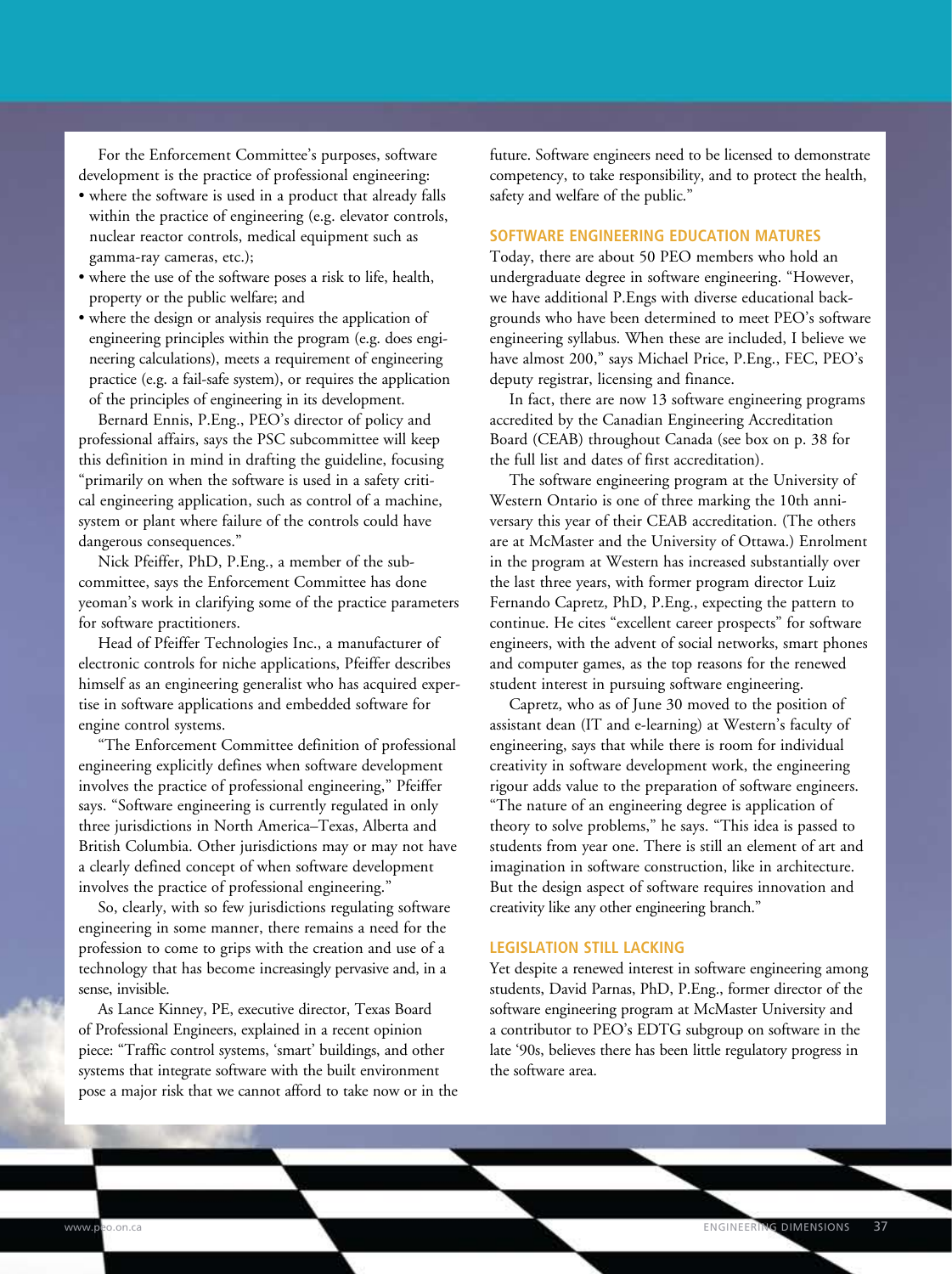For the Enforcement Committee's purposes, software development is the practice of professional engineering:

- where the software is used in a product that already falls within the practice of engineering (e.g. elevator controls, nuclear reactor controls, medical equipment such as gamma-ray cameras, etc.);
- where the use of the software poses a risk to life, health, property or the public welfare; and
- where the design or analysis requires the application of engineering principles within the program (e.g. does engineering calculations), meets a requirement of engineering practice (e.g. a fail-safe system), or requires the application of the principles of engineering in its development.

Bernard Ennis, P.Eng., PEO's director of policy and professional affairs, says the PSC subcommittee will keep this definition in mind in drafting the guideline, focusing "primarily on when the software is used in a safety critical engineering application, such as control of a machine, system or plant where failure of the controls could have dangerous consequences."

Nick Pfeiffer, PhD, P.Eng., a member of the subcommittee, says the Enforcement Committee has done yeoman's work in clarifying some of the practice parameters for software practitioners.

Head of Pfeiffer Technologies Inc., a manufacturer of electronic controls for niche applications, Pfeiffer describes himself as an engineering generalist who has acquired expertise in software applications and embedded software for engine control systems.

"The Enforcement Committee definition of professional engineering explicitly defines when software development involves the practice of professional engineering," Pfeiffer says. "Software engineering is currently regulated in only three jurisdictions in North America–Texas, Alberta and British Columbia. Other jurisdictions may or may not have a clearly defined concept of when software development involves the practice of professional engineering."

So, clearly, with so few jurisdictions regulating software engineering in some manner, there remains a need for the profession to come to grips with the creation and use of a technology that has become increasingly pervasive and, in a sense, invisible.

As Lance Kinney, PE, executive director, Texas Board of Professional Engineers, explained in a recent opinion piece: "Traffic control systems, 'smart' buildings, and other systems that integrate software with the built environment pose a major risk that we cannot afford to take now or in the future. Software engineers need to be licensed to demonstrate competency, to take responsibility, and to protect the health, safety and welfare of the public."

## SOFTWARE ENGINEERING EDUCATION MATURES

Today, there are about 50 PEO members who hold an undergraduate degree in software engineering. "However, we have additional P.Engs with diverse educational backgrounds who have been determined to meet PEO's software engineering syllabus. When these are included, I believe we have almost 200," says Michael Price, P.Eng., FEC, PEO's deputy registrar, licensing and finance.

In fact, there are now 13 software engineering programs accredited by the Canadian Engineering Accreditation Board (CEAB) throughout Canada (see box on p. 38 for the full list and dates of first accreditation).

The software engineering program at the University of Western Ontario is one of three marking the 10th anniversary this year of their CEAB accreditation. (The others are at McMaster and the University of Ottawa.) Enrolment in the program at Western has increased substantially over the last three years, with former program director Luiz Fernando Capretz, PhD, P.Eng., expecting the pattern to continue. He cites "excellent career prospects" for software engineers, with the advent of social networks, smart phones and computer games, as the top reasons for the renewed student interest in pursuing software engineering.

Capretz, who as of June 30 moved to the position of assistant dean (IT and e-learning) at Western's faculty of engineering, says that while there is room for individual creativity in software development work, the engineering rigour adds value to the preparation of software engineers. "The nature of an engineering degree is application of theory to solve problems," he says. "This idea is passed to students from year one. There is still an element of art and imagination in software construction, like in architecture. But the design aspect of software requires innovation and creativity like any other engineering branch."

## LEGISLATION STILL LACKING

Yet despite a renewed interest in software engineering among students, David Parnas, PhD, P.Eng., former director of the software engineering program at McMaster University and a contributor to PEO's EDTG subgroup on software in the late '90s, believes there has been little regulatory progress in the software area.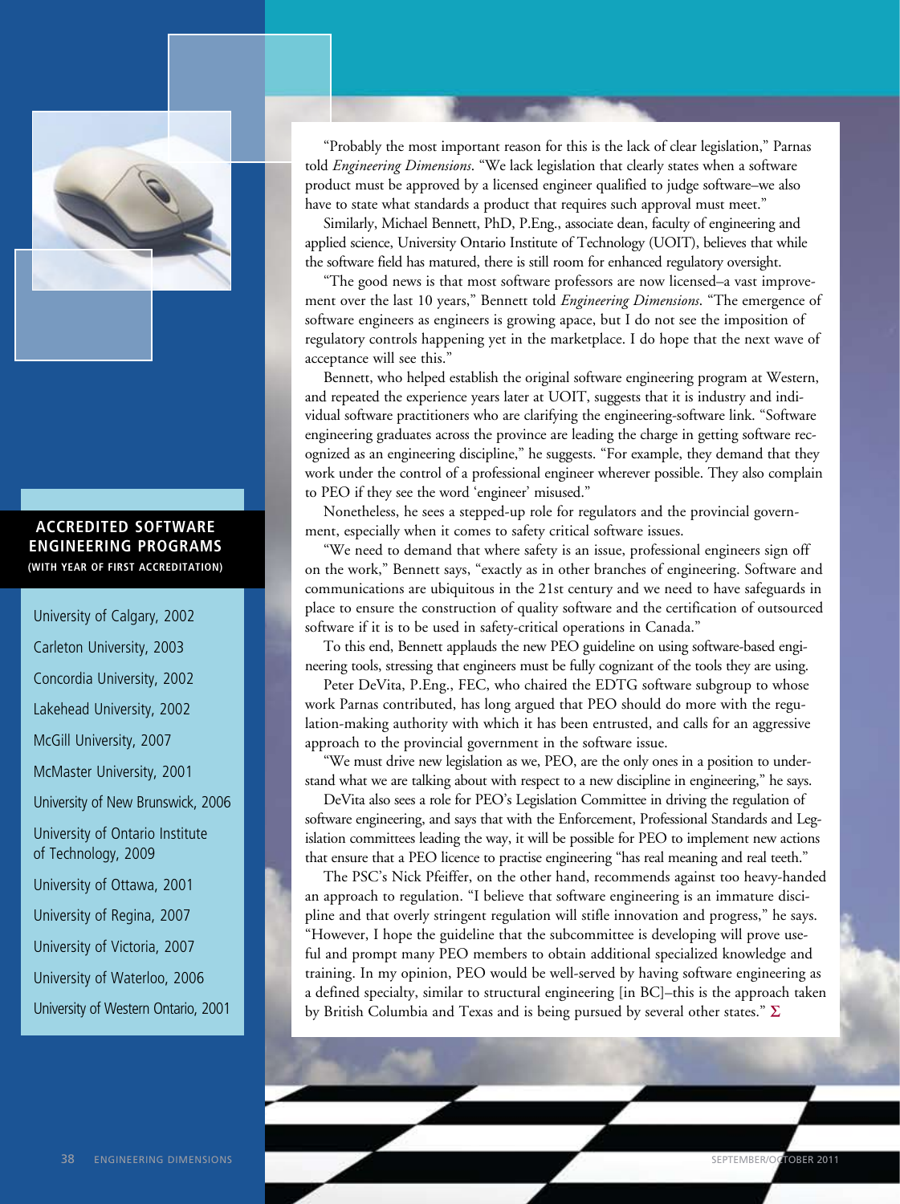"Probably the most important reason for this is the lack of clear legislation," Parnas told *Engineering Dimensions*. "We lack legislation that clearly states when a software product must be approved by a licensed engineer qualified to judge software–we also have to state what standards a product that requires such approval must meet."

Similarly, Michael Bennett, PhD, P.Eng., associate dean, faculty of engineering and applied science, University Ontario Institute of Technology (UOIT), believes that while the software field has matured, there is still room for enhanced regulatory oversight.

"The good news is that most software professors are now licensed–a vast improvement over the last 10 years," Bennett told *Engineering Dimensions*. "The emergence of software engineers as engineers is growing apace, but I do not see the imposition of regulatory controls happening yet in the marketplace. I do hope that the next wave of acceptance will see this."

Bennett, who helped establish the original software engineering program at Western, and repeated the experience years later at UOIT, suggests that it is industry and individual software practitioners who are clarifying the engineering-software link. "Software engineering graduates across the province are leading the charge in getting software recognized as an engineering discipline," he suggests. "For example, they demand that they work under the control of a professional engineer wherever possible. They also complain to PEO if they see the word 'engineer' misused."

Nonetheless, he sees a stepped-up role for regulators and the provincial government, especially when it comes to safety critical software issues.

"We need to demand that where safety is an issue, professional engineers sign off on the work," Bennett says, "exactly as in other branches of engineering. Software and communications are ubiquitous in the 21st century and we need to have safeguards in place to ensure the construction of quality software and the certification of outsourced software if it is to be used in safety-critical operations in Canada."

To this end, Bennett applauds the new PEO guideline on using software-based engineering tools, stressing that engineers must be fully cognizant of the tools they are using.

Peter DeVita, P.Eng., FEC, who chaired the EDTG software subgroup to whose work Parnas contributed, has long argued that PEO should do more with the regulation-making authority with which it has been entrusted, and calls for an aggressive approach to the provincial government in the software issue.

"We must drive new legislation as we, PEO, are the only ones in a position to understand what we are talking about with respect to a new discipline in engineering," he says.

DeVita also sees a role for PEO's Legislation Committee in driving the regulation of software engineering, and says that with the Enforcement, Professional Standards and Legislation committees leading the way, it will be possible for PEO to implement new actions that ensure that a PEO licence to practise engineering "has real meaning and real teeth."

The PSC's Nick Pfeiffer, on the other hand, recommends against too heavy-handed an approach to regulation. "I believe that software engineering is an immature discipline and that overly stringent regulation will stifle innovation and progress," he says. "However, I hope the guideline that the subcommittee is developing will prove useful and prompt many PEO members to obtain additional specialized knowledge and training. In my opinion, PEO would be well-served by having software engineering as a defined specialty, similar to structural engineering [in BC]–this is the approach taken by British Columbia and Texas and is being pursued by several other states." Σ

## ACCREDITED SOFTWARE ENGINEERING PROGRAMS

**(WITH YEAR OF FIRST ACCREDITATION)**

- University of Calgary, 2002
- Carleton University, 2003
- Concordia University, 2002
- Lakehead University, 2002
- McGill University, 2007
- McMaster University, 2001
- University of New Brunswick, 2006
- University of Ontario Institute of Technology, 2009
- University of Ottawa, 2001
- University of Regina, 2007
- University of Victoria, 2007
- University of Waterloo, 2006
- University of Western Ontario, 2001